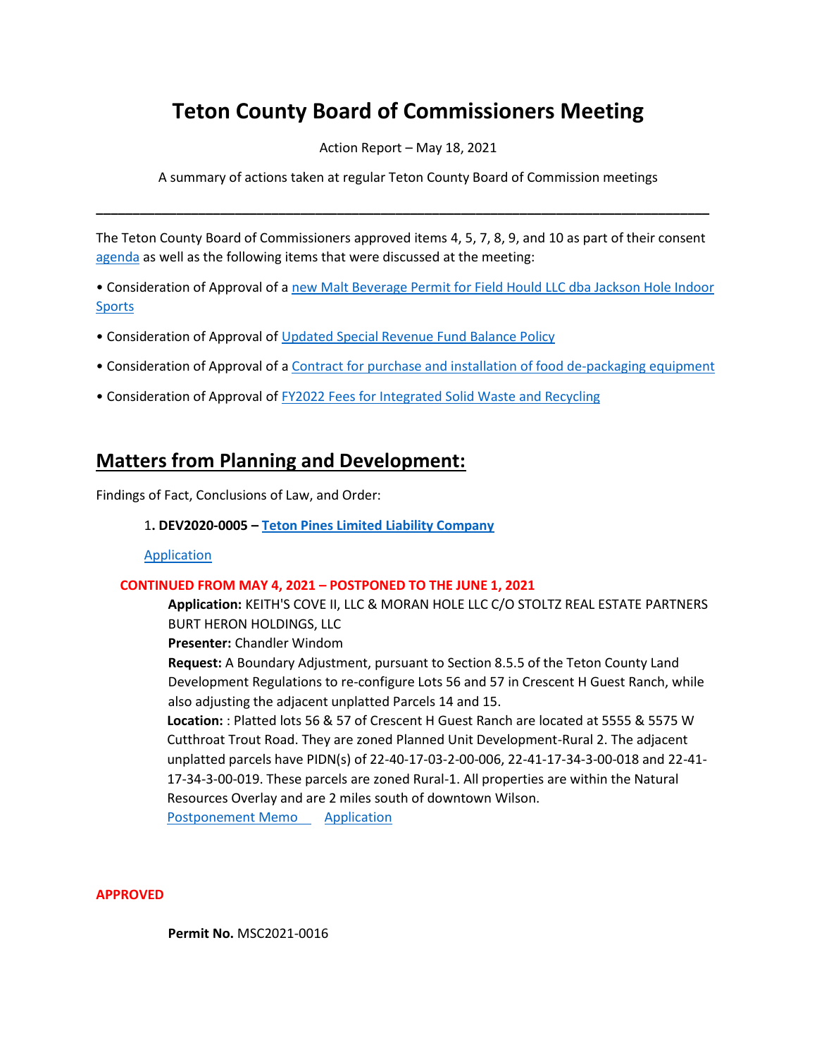# Teton County Board of Commissioners Meeting

Action Report – May 18, 2021

A summary of actions taken at regular Teton County Board of Commission meetings

---

The Teton County Board of Commissioners approved items 4, 5, 7, 8, 9, and 10 as part of their consent agenda as well as the following items that were discussed at the meeting:

- Consideration of Approval of a new Malt Beverage Permit for Field Hould LLC dba Jackson Hole Indoor Sports
- Consideration of Approval of Updated Special Revenue Fund Balance Policy
- Consideration of Approval of a Contract for purchase and installation of food de-packaging equipment
- Consideration of Approval of FY2022 Fees for Integrated Solid Waste and Recycling

## Matters from Planning and Development:

Findings of Fact, Conclusions of Law, and Order:

1. **DEV2020-0005 – Teton Pines Limited Liability Company**

   Application

**CONTINUED FROM MAY 4, 2021 – POSTPONED TO THE JUNE 1, 2021**

**Application:** KEITH'S COVE II, LLC & MORAN HOLE LLC C/O STOLTZ REAL ESTATE PARTNERS BURT HERON HOLDINGS, LLC
**Presenter:** Chandler Windom
**Request:** A Boundary Adjustment, pursuant to Section 8.5.5 of the Teton County Land Development Regulations to re-configure Lots 56 and 57 in Crescent H Guest Ranch, while also adjusting the adjacent unplatted Parcels 14 and 15.
**Location:** : Platted lots 56 & 57 of Crescent H Guest Ranch are located at 5555 & 5575 W Cutthroat Trout Road. They are zoned Planned Unit Development-Rural 2. The adjacent unplatted parcels have PIDN(s) of 22-40-17-03-2-00-006, 22-41-17-34-3-00-018 and 22-41-17-34-3-00-019. These parcels are zoned Rural-1. All properties are within the Natural Resources Overlay and are 2 miles south of downtown Wilson.
Postponement Memo Application

**APPROVED**

**Permit No.** MSC2021-0016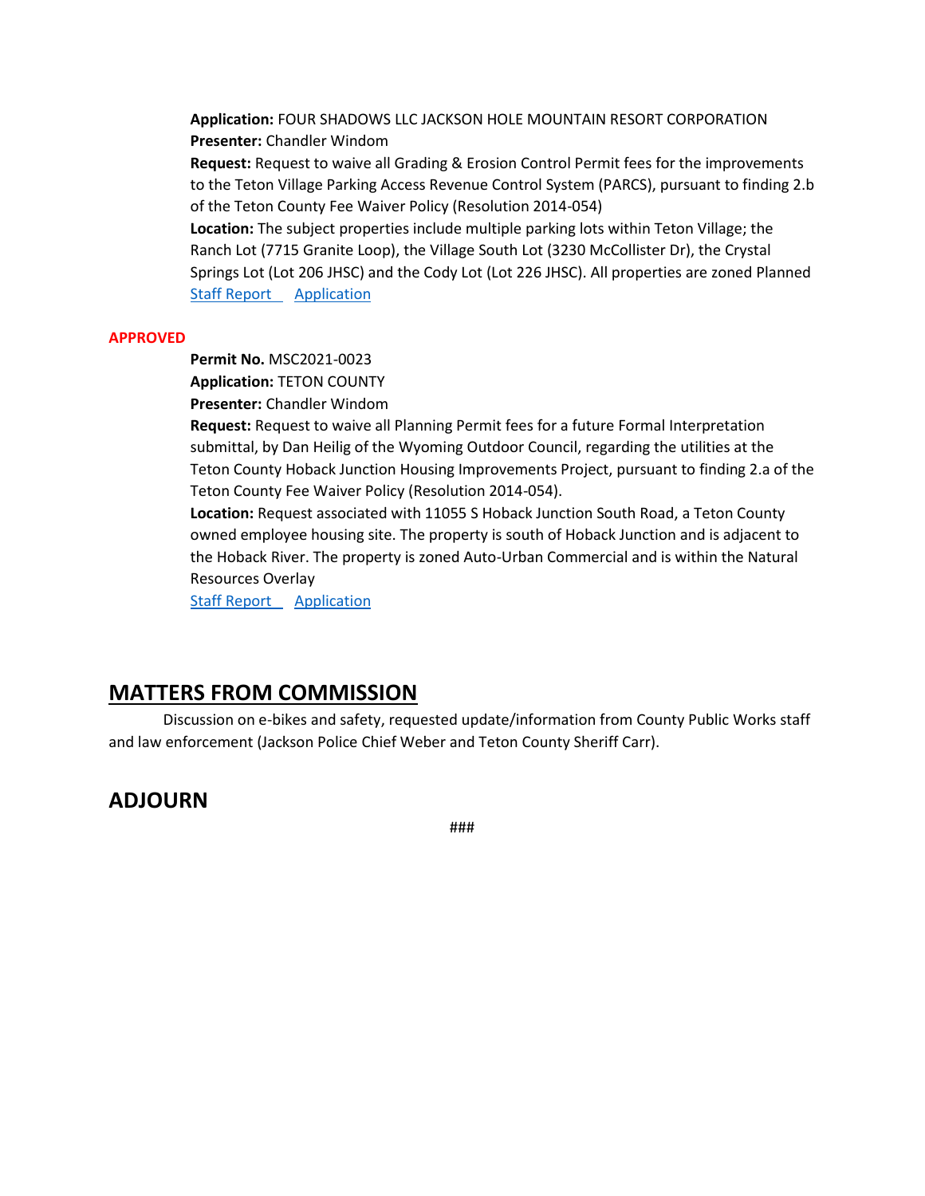**Application:** FOUR SHADOWS LLC JACKSON HOLE MOUNTAIN RESORT CORPORATION
**Presenter:** Chandler Windom
**Request:** Request to waive all Grading & Erosion Control Permit fees for the improvements to the Teton Village Parking Access Revenue Control System (PARCS), pursuant to finding 2.b of the Teton County Fee Waiver Policy (Resolution 2014-054)
**Location:** The subject properties include multiple parking lots within Teton Village; the Ranch Lot (7715 Granite Loop), the Village South Lot (3230 McCollister Dr), the Crystal Springs Lot (Lot 206 JHSC) and the Cody Lot (Lot 226 JHSC). All properties are zoned Planned
Staff Report Application

**APPROVED**

**Permit No.** MSC2021-0023
**Application:** TETON COUNTY
**Presenter:** Chandler Windom
**Request:** Request to waive all Planning Permit fees for a future Formal Interpretation submittal, by Dan Heilig of the Wyoming Outdoor Council, regarding the utilities at the Teton County Hoback Junction Housing Improvements Project, pursuant to finding 2.a of the Teton County Fee Waiver Policy (Resolution 2014-054).
**Location:** Request associated with 11055 S Hoback Junction South Road, a Teton County owned employee housing site. The property is south of Hoback Junction and is adjacent to the Hoback River. The property is zoned Auto-Urban Commercial and is within the Natural Resources Overlay
Staff Report Application

## MATTERS FROM COMMISSION

Discussion on e-bikes and safety, requested update/information from County Public Works staff and law enforcement (Jackson Police Chief Weber and Teton County Sheriff Carr).

## ADJOURN

###